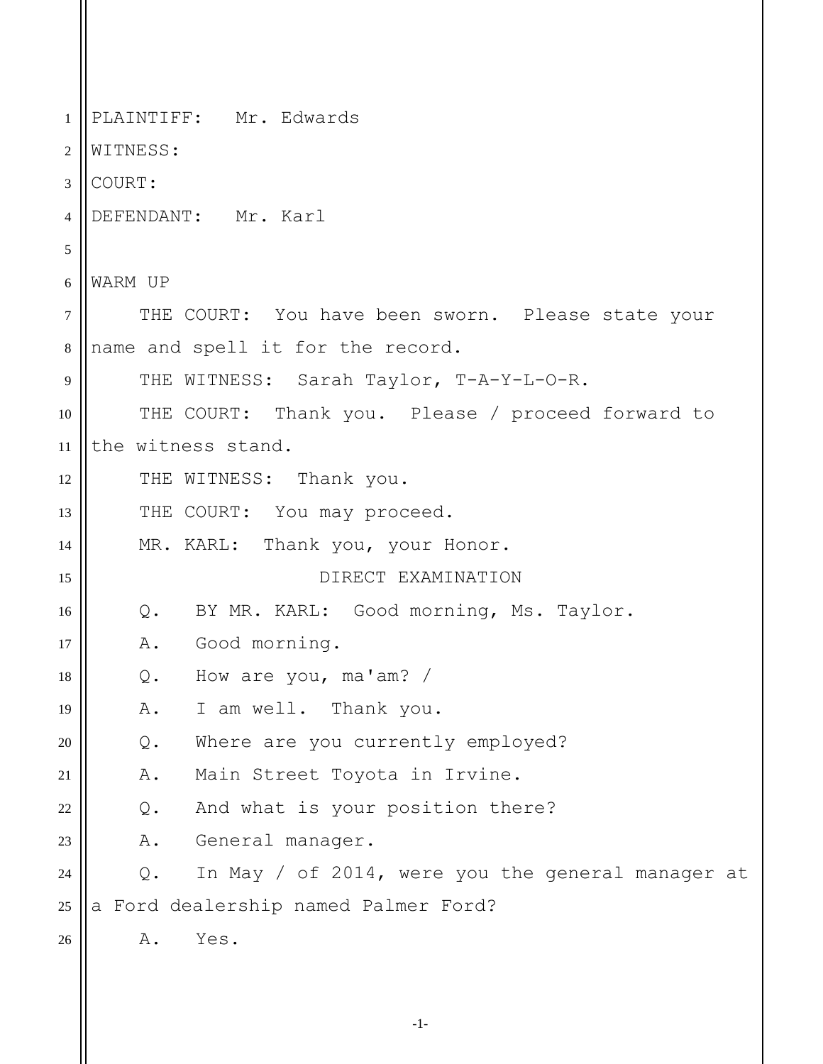PLAINTIFF: Mr. Edwards

WITNESS:

COURT:

DEFENDANT: Mr. Karl

WARM UP

THE COURT: You have been sworn. Please state your name and spell it for the record.

THE WITNESS: Sarah Taylor, T-A-Y-L-O-R.

THE COURT: Thank you. Please / proceed forward to the witness stand.

THE WITNESS: Thank you.

THE COURT: You may proceed.

MR. KARL: Thank you, your Honor.

DIRECT EXAMINATION

Q. BY MR. KARL: Good morning, Ms. Taylor.

A. Good morning.

Q. How are you, ma'am? /

A. I am well. Thank you.

Q. Where are you currently employed?

A. Main Street Toyota in Irvine.

Q. And what is your position there?

A. General manager.

Q. In May / of 2014, were you the general manager at a Ford dealership named Palmer Ford?

A. Yes.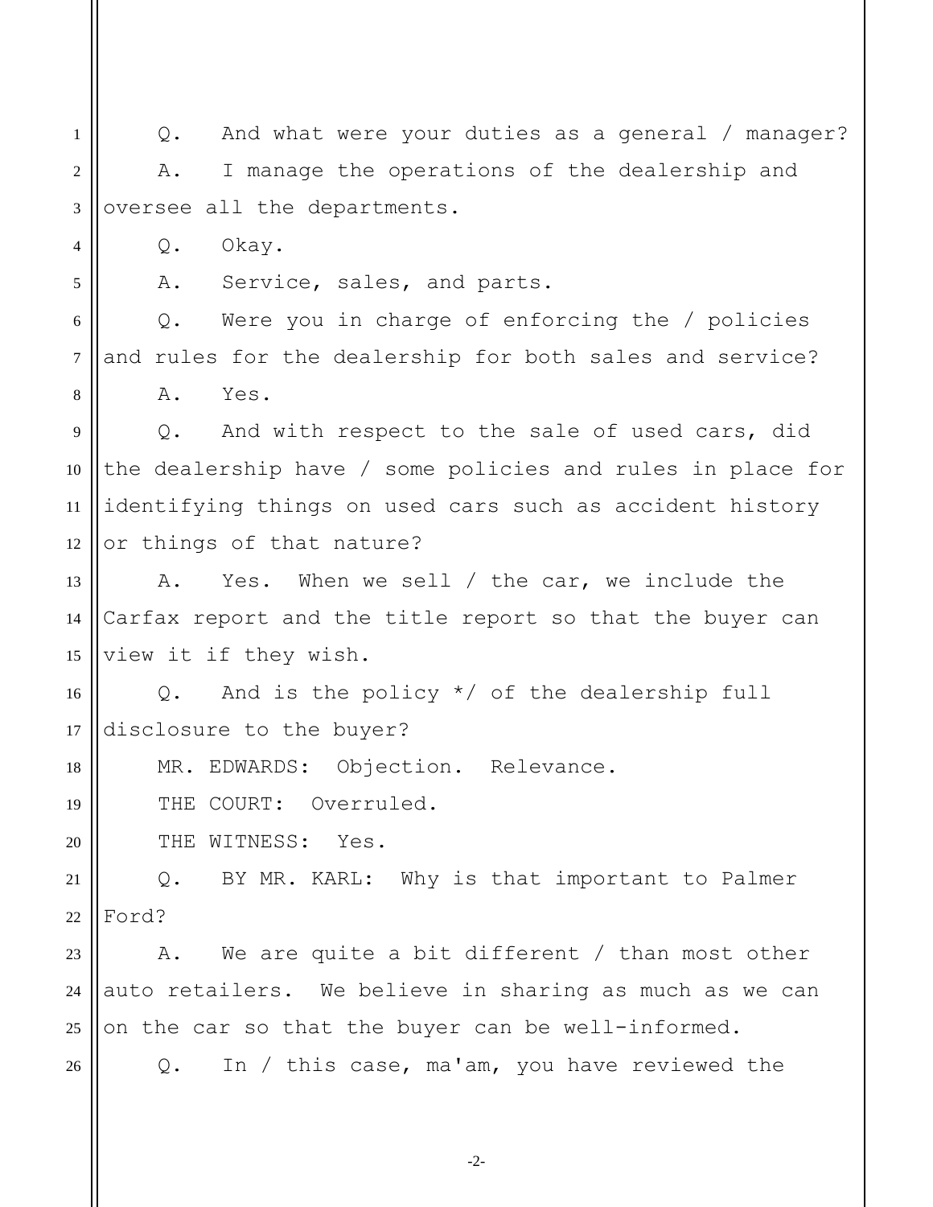Q. And what were your duties as a general / manager?

A. I manage the operations of the dealership and oversee all the departments.

Q. Okay.

A. Service, sales, and parts.

Q. Were you in charge of enforcing the / policies and rules for the dealership for both sales and service?

A. Yes.

Q. And with respect to the sale of used cars, did the dealership have / some policies and rules in place for identifying things on used cars such as accident history or things of that nature?

A. Yes. When we sell / the car, we include the Carfax report and the title report so that the buyer can view it if they wish.

Q. And is the policy */ of the dealership full disclosure to the buyer?

MR. EDWARDS: Objection. Relevance.

THE COURT: Overruled.

THE WITNESS: Yes.

Q. BY MR. KARL: Why is that important to Palmer Ford?

A. We are quite a bit different / than most other auto retailers. We believe in sharing as much as we can on the car so that the buyer can be well-informed.

Q. In / this case, ma'am, you have reviewed the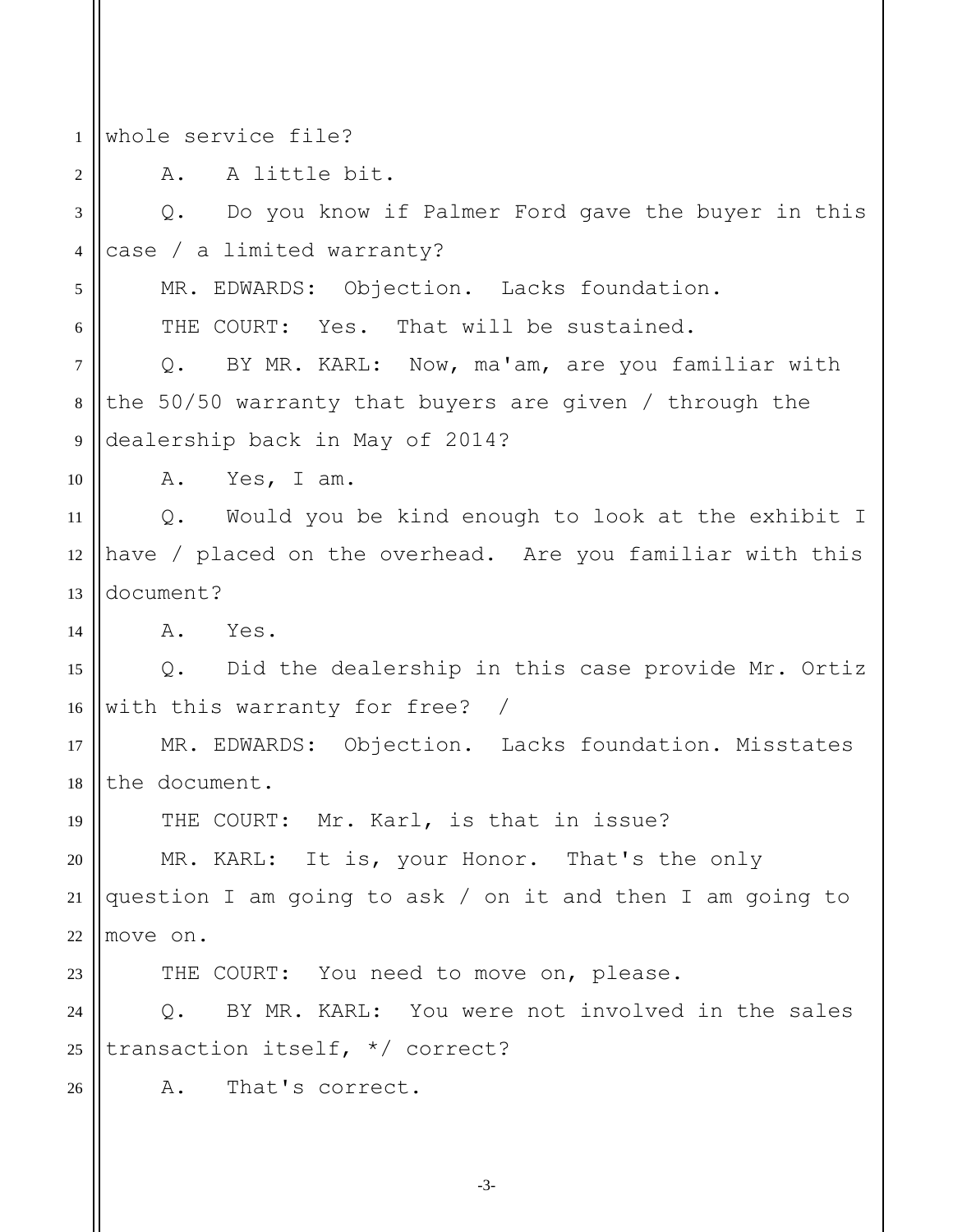whole service file?

A. A little bit.

Q. Do you know if Palmer Ford gave the buyer in this case / a limited warranty?

MR. EDWARDS: Objection. Lacks foundation.

THE COURT: Yes. That will be sustained.

Q. BY MR. KARL: Now, ma'am, are you familiar with the 50/50 warranty that buyers are given / through the dealership back in May of 2014?

A. Yes, I am.

Q. Would you be kind enough to look at the exhibit I have / placed on the overhead. Are you familiar with this document?

A. Yes.

Q. Did the dealership in this case provide Mr. Ortiz with this warranty for free? /

MR. EDWARDS: Objection. Lacks foundation. Misstates the document.

THE COURT: Mr. Karl, is that in issue?

MR. KARL: It is, your Honor. That's the only question I am going to ask / on it and then I am going to move on.

THE COURT: You need to move on, please.

Q. BY MR. KARL: You were not involved in the sales transaction itself, */ correct?

A. That's correct.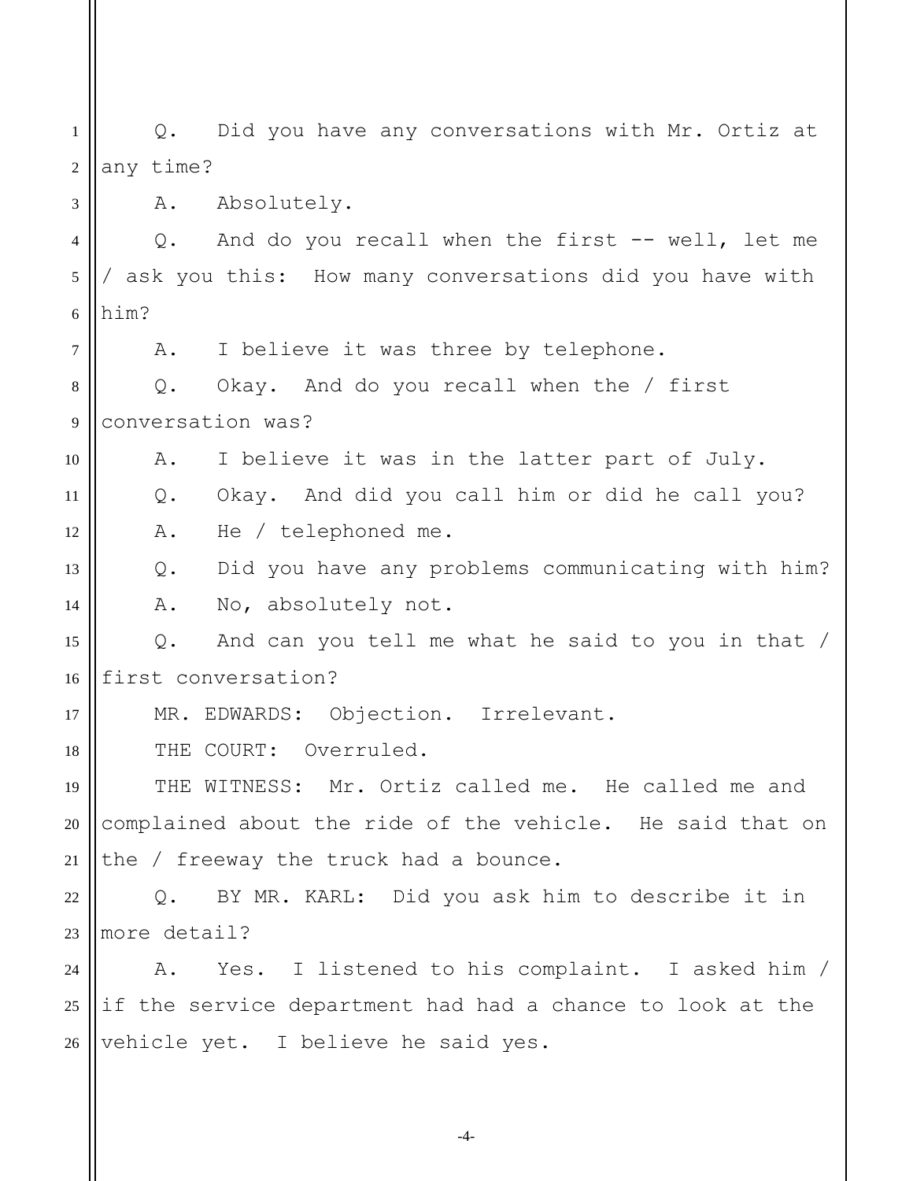Q. Did you have any conversations with Mr. Ortiz at any time?

A. Absolutely.

Q. And do you recall when the first -- well, let me / ask you this: How many conversations did you have with him?

A. I believe it was three by telephone.

Q. Okay. And do you recall when the / first conversation was?

A. I believe it was in the latter part of July.

Q. Okay. And did you call him or did he call you?

A. He / telephoned me.

Q. Did you have any problems communicating with him?

A. No, absolutely not.

Q. And can you tell me what he said to you in that / first conversation?

MR. EDWARDS: Objection. Irrelevant.

THE COURT: Overruled.

THE WITNESS: Mr. Ortiz called me. He called me and complained about the ride of the vehicle. He said that on the / freeway the truck had a bounce.

Q. BY MR. KARL: Did you ask him to describe it in more detail?

A. Yes. I listened to his complaint. I asked him / if the service department had had a chance to look at the vehicle yet. I believe he said yes.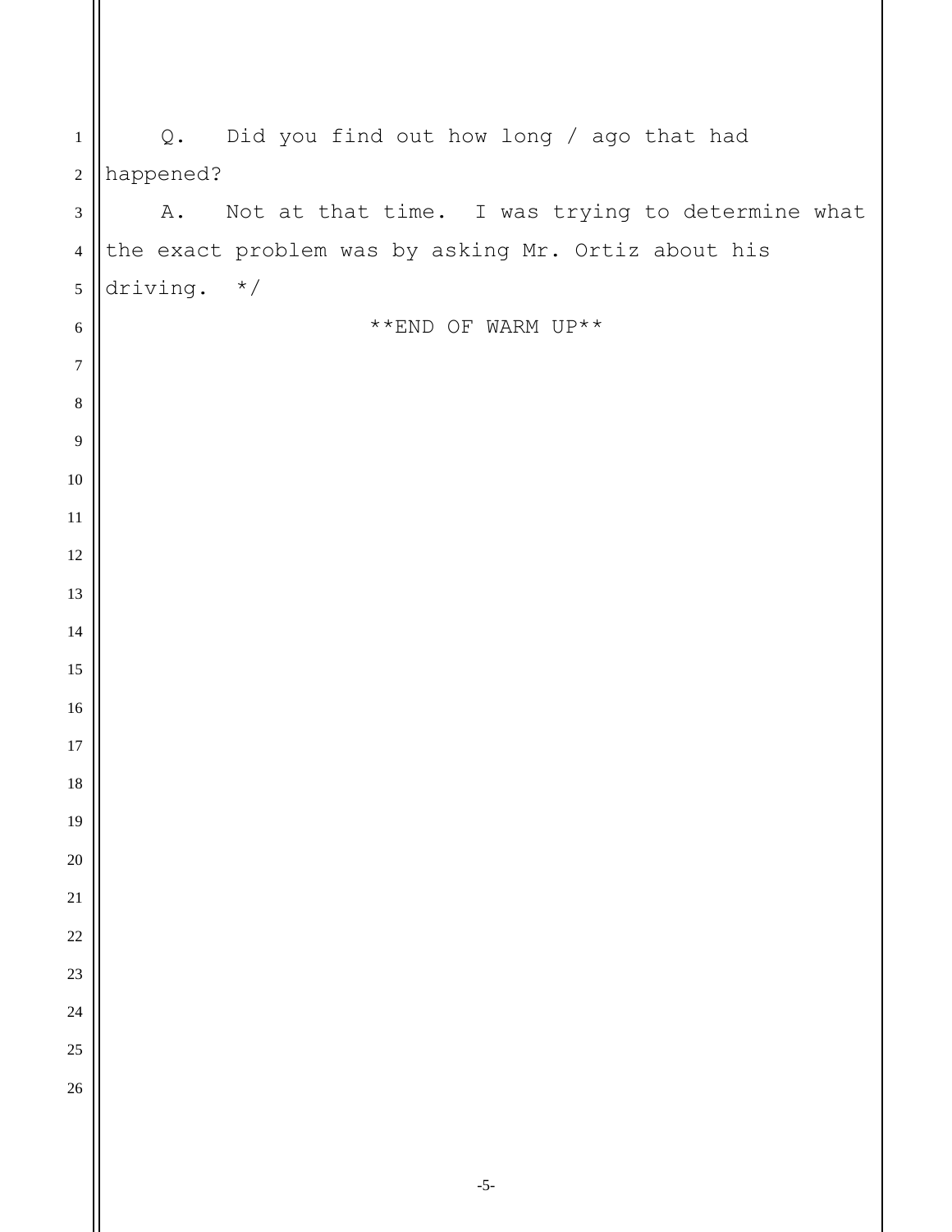Q. Did you find out how long / ago that had happened?

A. Not at that time. I was trying to determine what the exact problem was by asking Mr. Ortiz about his driving. */

**END OF WARM UP**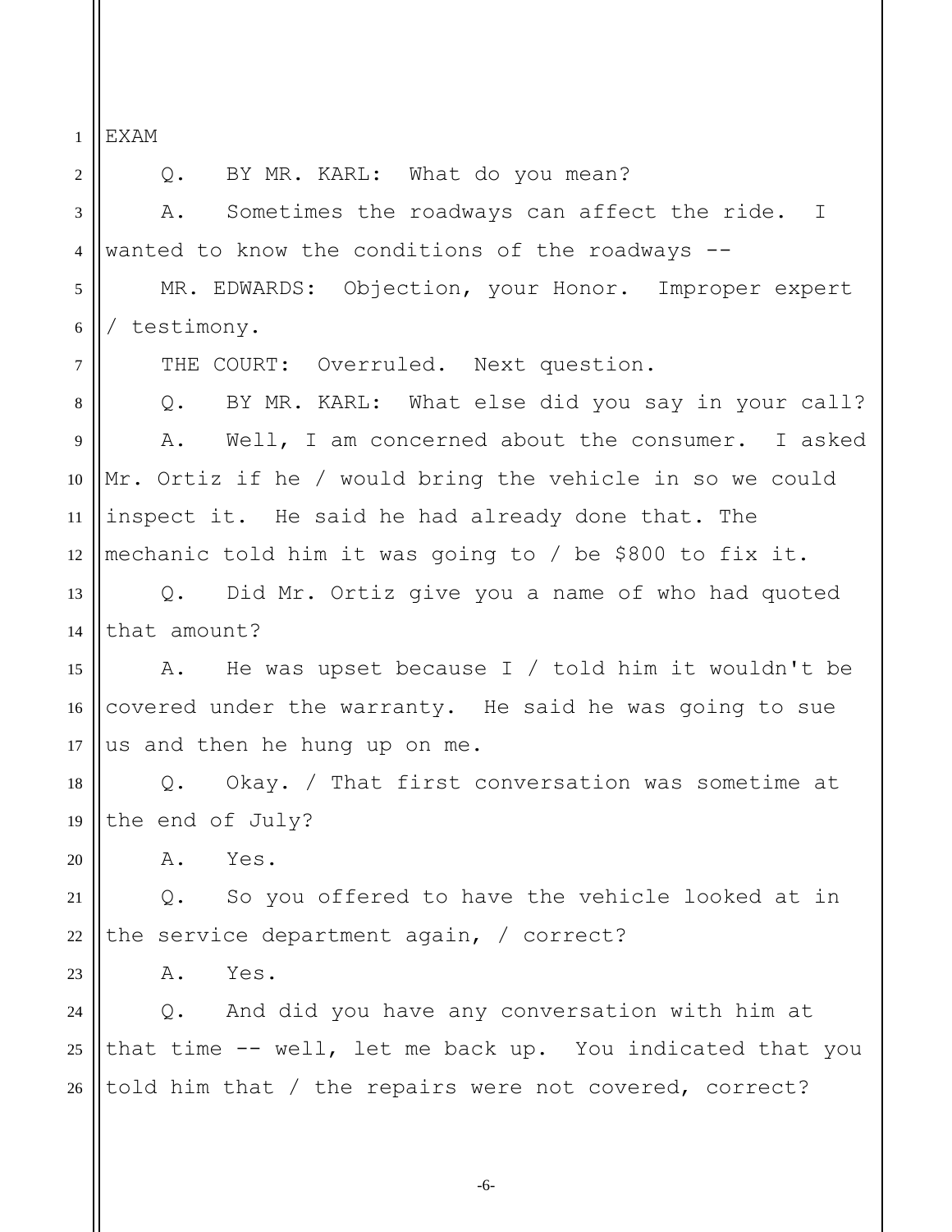EXAM

Q. BY MR. KARL: What do you mean?

A. Sometimes the roadways can affect the ride. I wanted to know the conditions of the roadways --

MR. EDWARDS: Objection, your Honor. Improper expert / testimony.

THE COURT: Overruled. Next question.

Q. BY MR. KARL: What else did you say in your call?

A. Well, I am concerned about the consumer. I asked Mr. Ortiz if he / would bring the vehicle in so we could inspect it. He said he had already done that. The mechanic told him it was going to / be $800 to fix it.

Q. Did Mr. Ortiz give you a name of who had quoted that amount?

A. He was upset because I / told him it wouldn't be covered under the warranty. He said he was going to sue us and then he hung up on me.

Q. Okay. / That first conversation was sometime at the end of July?

A. Yes.

Q. So you offered to have the vehicle looked at in the service department again, / correct?

A. Yes.

Q. And did you have any conversation with him at that time -- well, let me back up. You indicated that you told him that / the repairs were not covered, correct?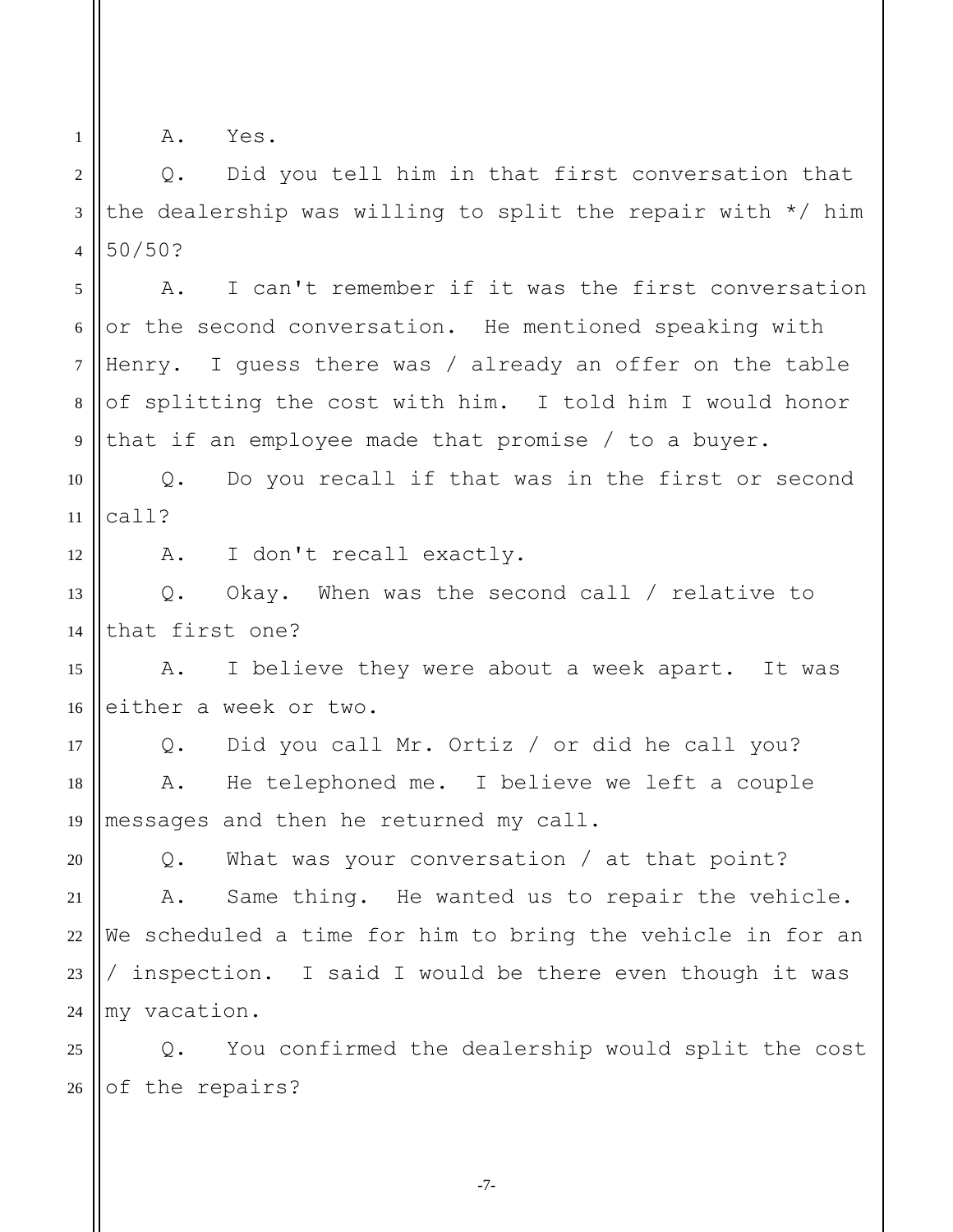A. Yes.

Q. Did you tell him in that first conversation that the dealership was willing to split the repair with */ him 50/50?

A. I can't remember if it was the first conversation or the second conversation. He mentioned speaking with Henry. I guess there was / already an offer on the table of splitting the cost with him. I told him I would honor that if an employee made that promise / to a buyer.

Q. Do you recall if that was in the first or second call?

A. I don't recall exactly.

Q. Okay. When was the second call / relative to that first one?

A. I believe they were about a week apart. It was either a week or two.

Q. Did you call Mr. Ortiz / or did he call you?

A. He telephoned me. I believe we left a couple messages and then he returned my call.

Q. What was your conversation / at that point?

A. Same thing. He wanted us to repair the vehicle. We scheduled a time for him to bring the vehicle in for an / inspection. I said I would be there even though it was my vacation.

Q. You confirmed the dealership would split the cost of the repairs?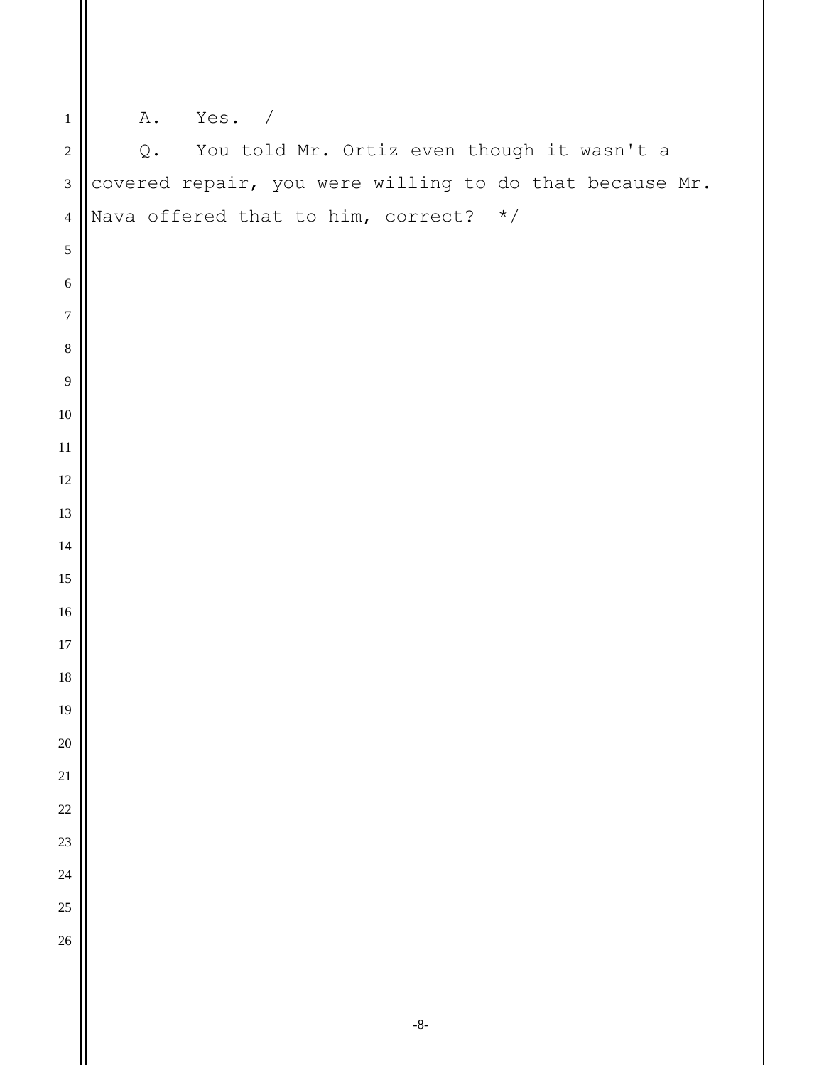A. Yes. /

Q. You told Mr. Ortiz even though it wasn't a covered repair, you were willing to do that because Mr. Nava offered that to him, correct? */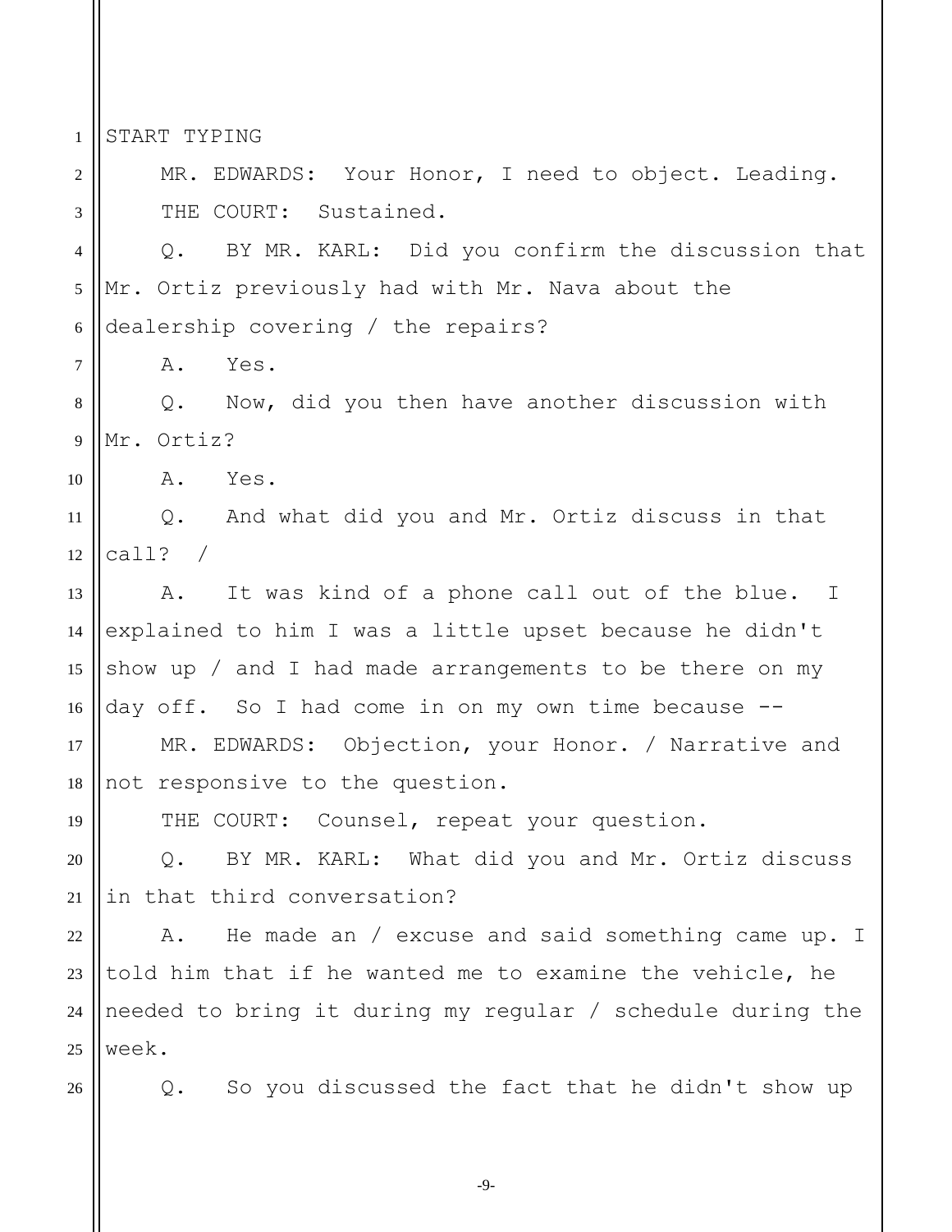START TYPING

MR. EDWARDS: Your Honor, I need to object. Leading.

THE COURT: Sustained.

Q. BY MR. KARL: Did you confirm the discussion that Mr. Ortiz previously had with Mr. Nava about the dealership covering / the repairs?

A. Yes.

Q. Now, did you then have another discussion with Mr. Ortiz?

A. Yes.

Q. And what did you and Mr. Ortiz discuss in that call? /

A. It was kind of a phone call out of the blue. I explained to him I was a little upset because he didn't show up / and I had made arrangements to be there on my day off. So I had come in on my own time because --

MR. EDWARDS: Objection, your Honor. / Narrative and not responsive to the question.

THE COURT: Counsel, repeat your question.

Q. BY MR. KARL: What did you and Mr. Ortiz discuss in that third conversation?

A. He made an / excuse and said something came up. I told him that if he wanted me to examine the vehicle, he needed to bring it during my regular / schedule during the week.

Q. So you discussed the fact that he didn't show up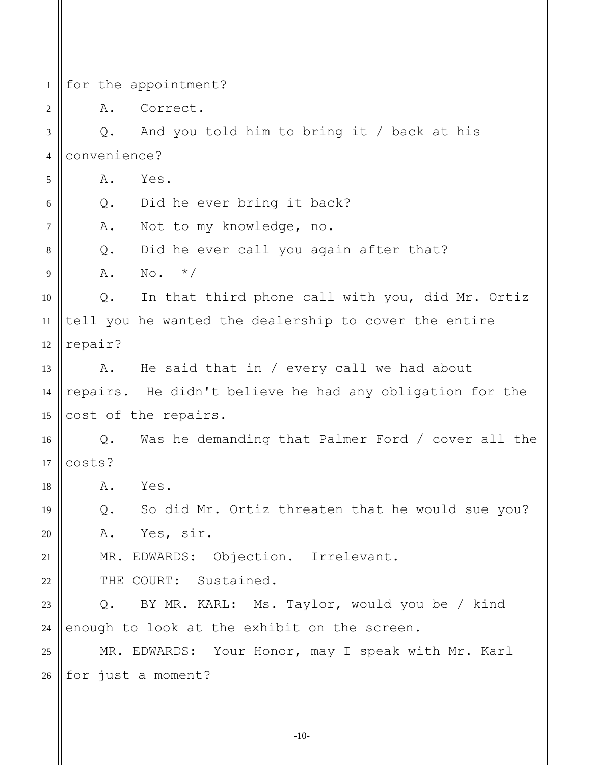for the appointment?

A. Correct.

Q. And you told him to bring it / back at his convenience?

A. Yes.

Q. Did he ever bring it back?

A. Not to my knowledge, no.

Q. Did he ever call you again after that?

A. No. */

Q. In that third phone call with you, did Mr. Ortiz tell you he wanted the dealership to cover the entire repair?

A. He said that in / every call we had about repairs. He didn't believe he had any obligation for the cost of the repairs.

Q. Was he demanding that Palmer Ford / cover all the costs?

A. Yes.

Q. So did Mr. Ortiz threaten that he would sue you?

A. Yes, sir.

MR. EDWARDS: Objection. Irrelevant.

THE COURT: Sustained.

Q. BY MR. KARL: Ms. Taylor, would you be / kind enough to look at the exhibit on the screen.

MR. EDWARDS: Your Honor, may I speak with Mr. Karl for just a moment?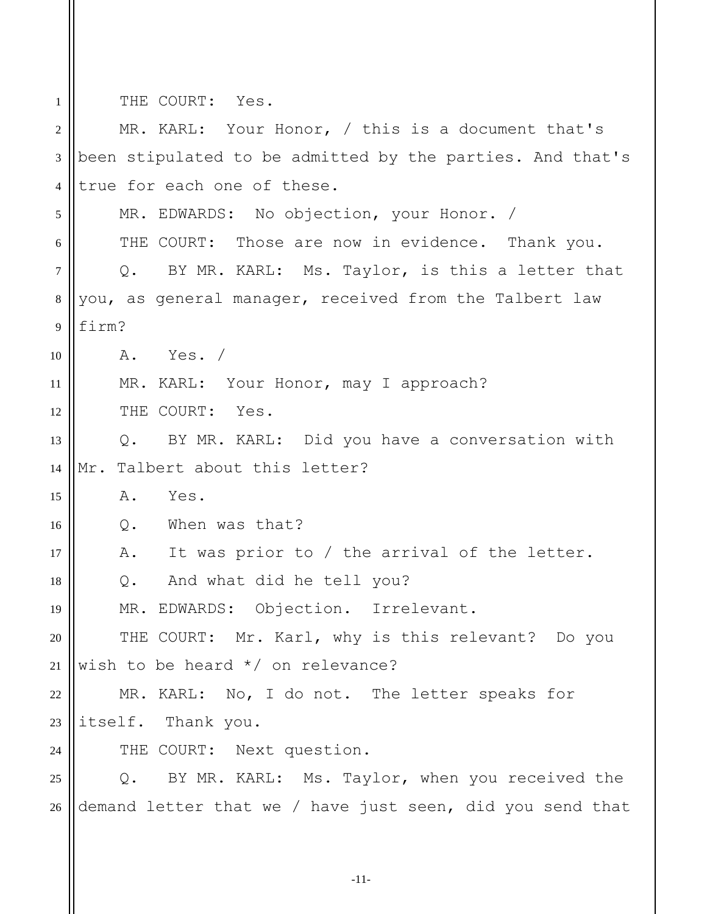THE COURT: Yes.

MR. KARL: Your Honor, / this is a document that's been stipulated to be admitted by the parties. And that's true for each one of these.

MR. EDWARDS: No objection, your Honor. /

THE COURT: Those are now in evidence. Thank you.

Q. BY MR. KARL: Ms. Taylor, is this a letter that you, as general manager, received from the Talbert law firm?

A. Yes. /

MR. KARL: Your Honor, may I approach?

THE COURT: Yes.

Q. BY MR. KARL: Did you have a conversation with Mr. Talbert about this letter?

A. Yes.

Q. When was that?

A. It was prior to / the arrival of the letter.

Q. And what did he tell you?

MR. EDWARDS: Objection. Irrelevant.

THE COURT: Mr. Karl, why is this relevant? Do you wish to be heard */ on relevance?

MR. KARL: No, I do not. The letter speaks for itself. Thank you.

THE COURT: Next question.

Q. BY MR. KARL: Ms. Taylor, when you received the demand letter that we / have just seen, did you send that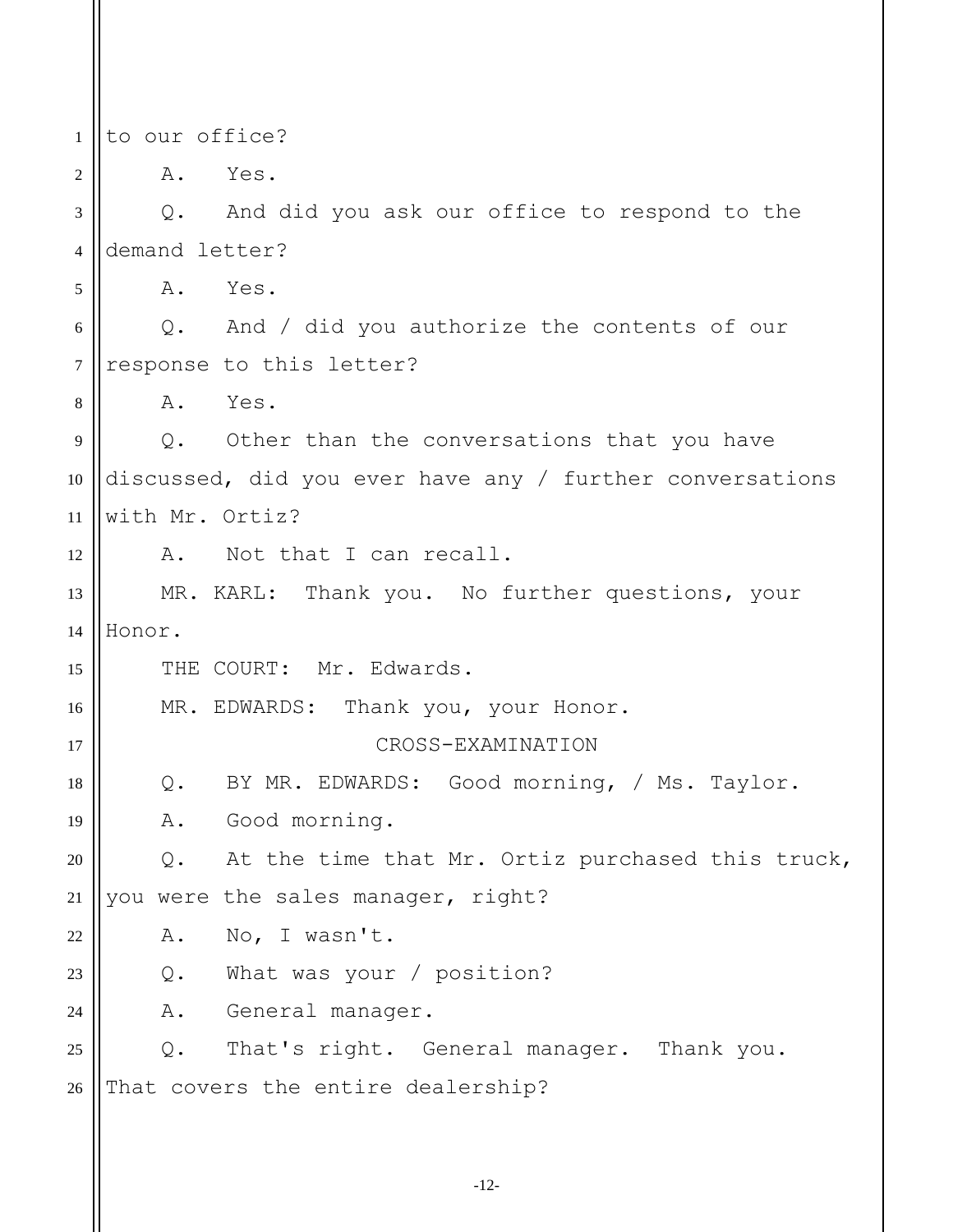to our office?

A. Yes.

Q. And did you ask our office to respond to the demand letter?

A. Yes.

Q. And / did you authorize the contents of our response to this letter?

A. Yes.

Q. Other than the conversations that you have discussed, did you ever have any / further conversations with Mr. Ortiz?

A. Not that I can recall.

MR. KARL: Thank you. No further questions, your Honor.

THE COURT: Mr. Edwards.

MR. EDWARDS: Thank you, your Honor.

CROSS-EXAMINATION

Q. BY MR. EDWARDS: Good morning, / Ms. Taylor.

A. Good morning.

Q. At the time that Mr. Ortiz purchased this truck, you were the sales manager, right?

A. No, I wasn't.

Q. What was your / position?

A. General manager.

Q. That's right. General manager. Thank you. That covers the entire dealership?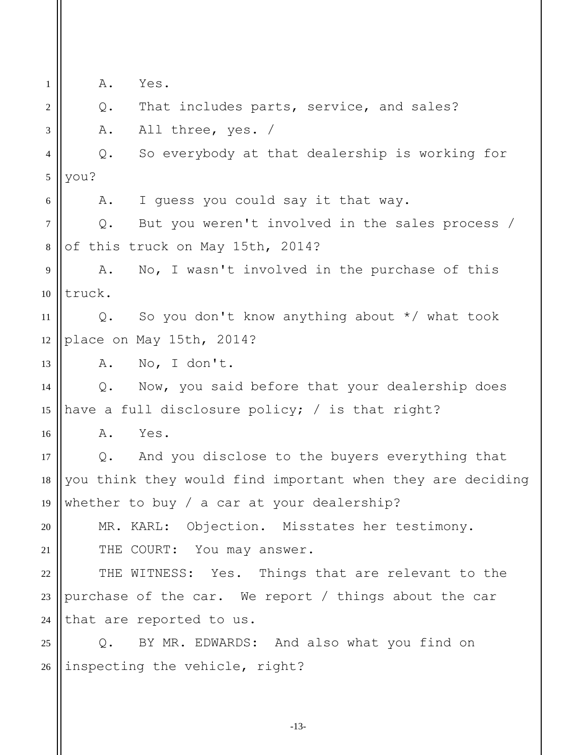A. Yes.

Q. That includes parts, service, and sales?

A. All three, yes. /

Q. So everybody at that dealership is working for you?

A. I guess you could say it that way.

Q. But you weren't involved in the sales process / of this truck on May 15th, 2014?

A. No, I wasn't involved in the purchase of this truck.

Q. So you don't know anything about */ what took place on May 15th, 2014?

A. No, I don't.

Q. Now, you said before that your dealership does have a full disclosure policy; / is that right?

A. Yes.

Q. And you disclose to the buyers everything that you think they would find important when they are deciding whether to buy / a car at your dealership?

MR. KARL: Objection. Misstates her testimony.

THE COURT: You may answer.

THE WITNESS: Yes. Things that are relevant to the purchase of the car. We report / things about the car that are reported to us.

Q. BY MR. EDWARDS: And also what you find on inspecting the vehicle, right?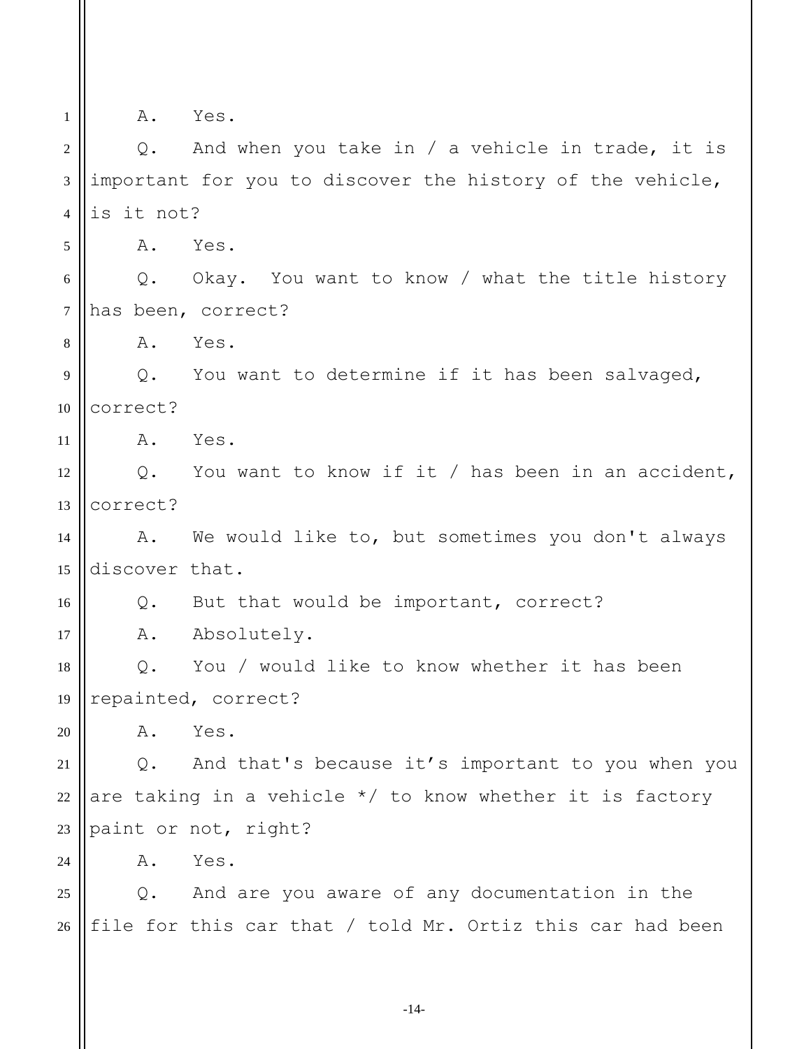A. Yes.

Q. And when you take in / a vehicle in trade, it is important for you to discover the history of the vehicle, is it not?

A. Yes.

Q. Okay. You want to know / what the title history has been, correct?

A. Yes.

Q. You want to determine if it has been salvaged, correct?

A. Yes.

Q. You want to know if it / has been in an accident, correct?

A. We would like to, but sometimes you don't always discover that.

Q. But that would be important, correct?

A. Absolutely.

Q. You / would like to know whether it has been repainted, correct?

A. Yes.

Q. And that's because it's important to you when you are taking in a vehicle */ to know whether it is factory paint or not, right?

A. Yes.

Q. And are you aware of any documentation in the file for this car that / told Mr. Ortiz this car had been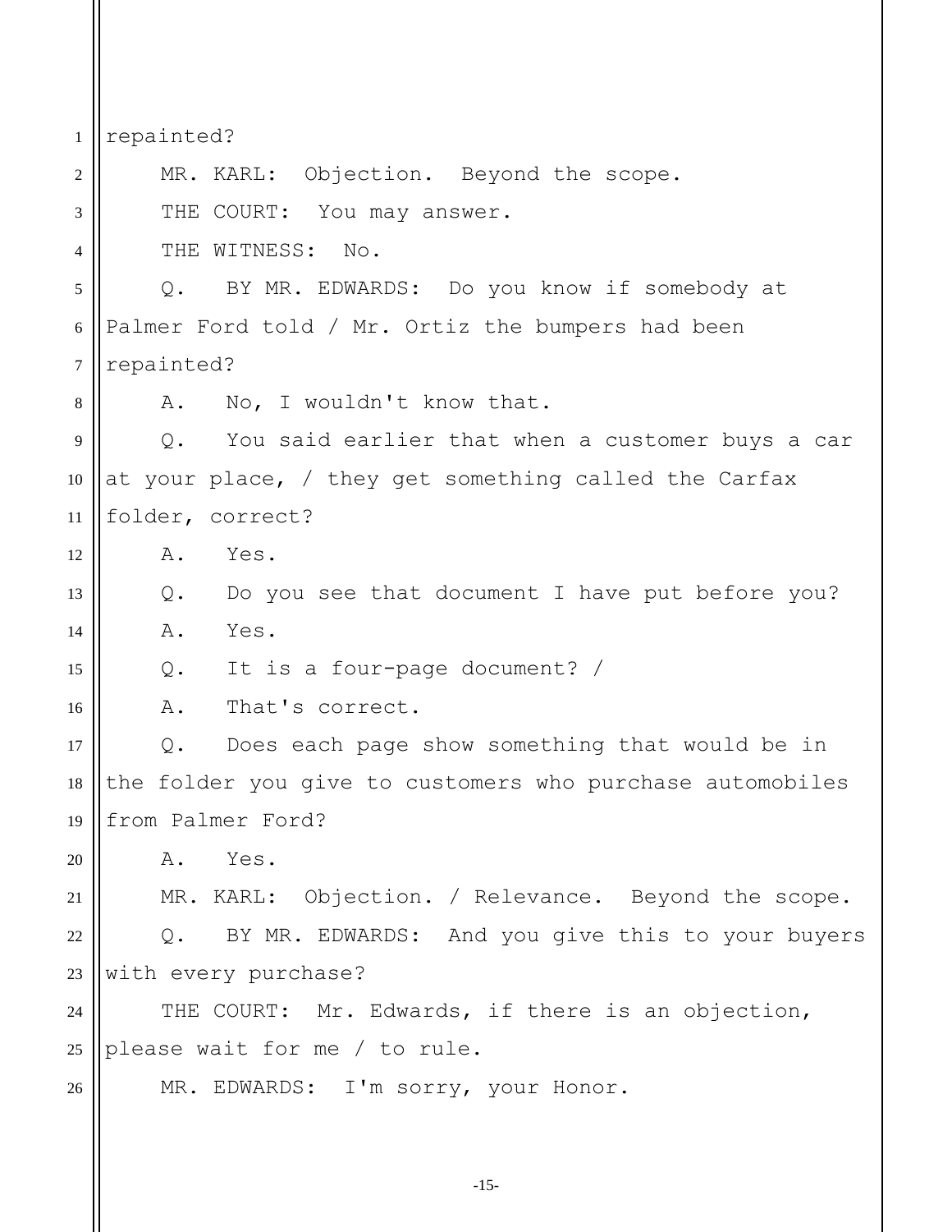repainted?

MR. KARL: Objection. Beyond the scope.

THE COURT: You may answer.

THE WITNESS: No.

Q. BY MR. EDWARDS: Do you know if somebody at Palmer Ford told / Mr. Ortiz the bumpers had been repainted?

A. No, I wouldn't know that.

Q. You said earlier that when a customer buys a car at your place, / they get something called the Carfax folder, correct?

A. Yes.

Q. Do you see that document I have put before you?

A. Yes.

Q. It is a four-page document? /

A. That's correct.

Q. Does each page show something that would be in the folder you give to customers who purchase automobiles from Palmer Ford?

A. Yes.

MR. KARL: Objection. / Relevance. Beyond the scope.

Q. BY MR. EDWARDS: And you give this to your buyers with every purchase?

THE COURT: Mr. Edwards, if there is an objection, please wait for me / to rule.

MR. EDWARDS: I'm sorry, your Honor.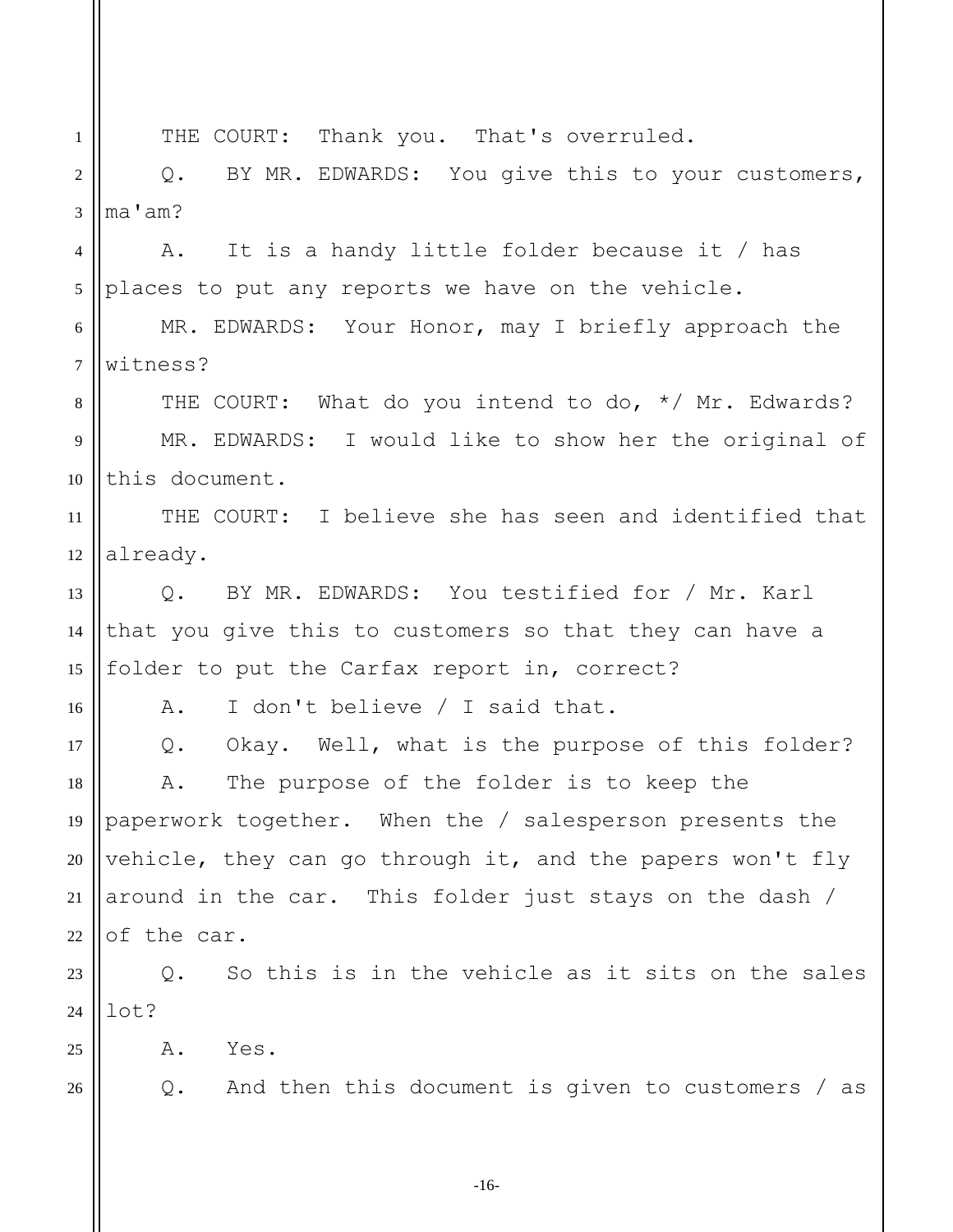THE COURT: Thank you. That's overruled.

Q. BY MR. EDWARDS: You give this to your customers, ma'am?

A. It is a handy little folder because it / has places to put any reports we have on the vehicle.

MR. EDWARDS: Your Honor, may I briefly approach the witness?

THE COURT: What do you intend to do, */ Mr. Edwards?

MR. EDWARDS: I would like to show her the original of this document.

THE COURT: I believe she has seen and identified that already.

Q. BY MR. EDWARDS: You testified for / Mr. Karl that you give this to customers so that they can have a folder to put the Carfax report in, correct?

A. I don't believe / I said that.

Q. Okay. Well, what is the purpose of this folder?

A. The purpose of the folder is to keep the paperwork together. When the / salesperson presents the vehicle, they can go through it, and the papers won't fly around in the car. This folder just stays on the dash / of the car.

Q. So this is in the vehicle as it sits on the sales lot?

A. Yes.

Q. And then this document is given to customers / as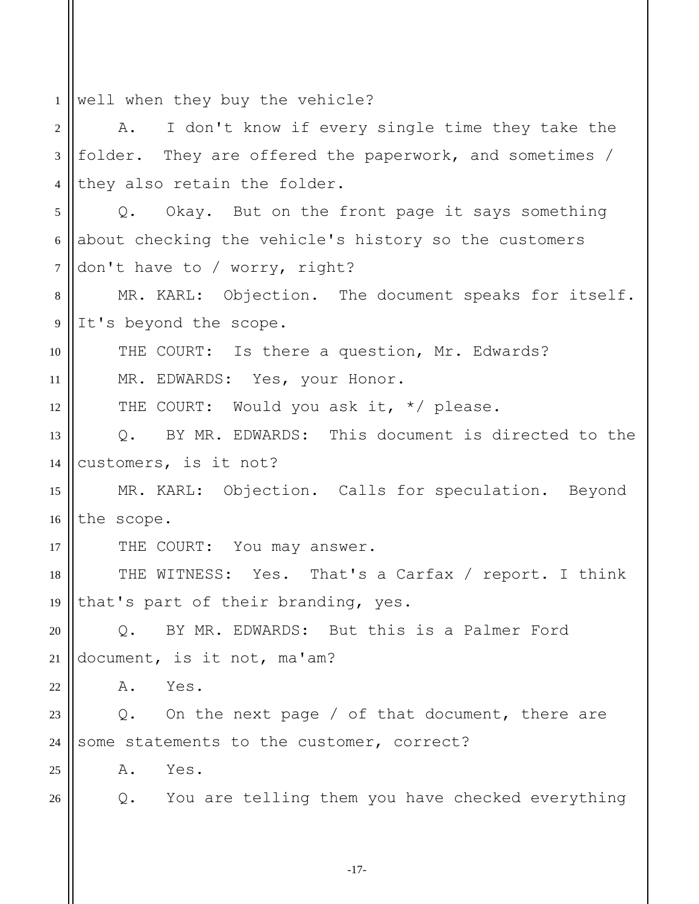well when they buy the vehicle?

A. I don't know if every single time they take the folder. They are offered the paperwork, and sometimes / they also retain the folder.

Q. Okay. But on the front page it says something about checking the vehicle's history so the customers don't have to / worry, right?

MR. KARL: Objection. The document speaks for itself. It's beyond the scope.

THE COURT: Is there a question, Mr. Edwards?

MR. EDWARDS: Yes, your Honor.

THE COURT: Would you ask it, */ please.

Q. BY MR. EDWARDS: This document is directed to the customers, is it not?

MR. KARL: Objection. Calls for speculation. Beyond the scope.

THE COURT: You may answer.

THE WITNESS: Yes. That's a Carfax / report. I think that's part of their branding, yes.

Q. BY MR. EDWARDS: But this is a Palmer Ford document, is it not, ma'am?

A. Yes.

Q. On the next page / of that document, there are some statements to the customer, correct?

A. Yes.

Q. You are telling them you have checked everything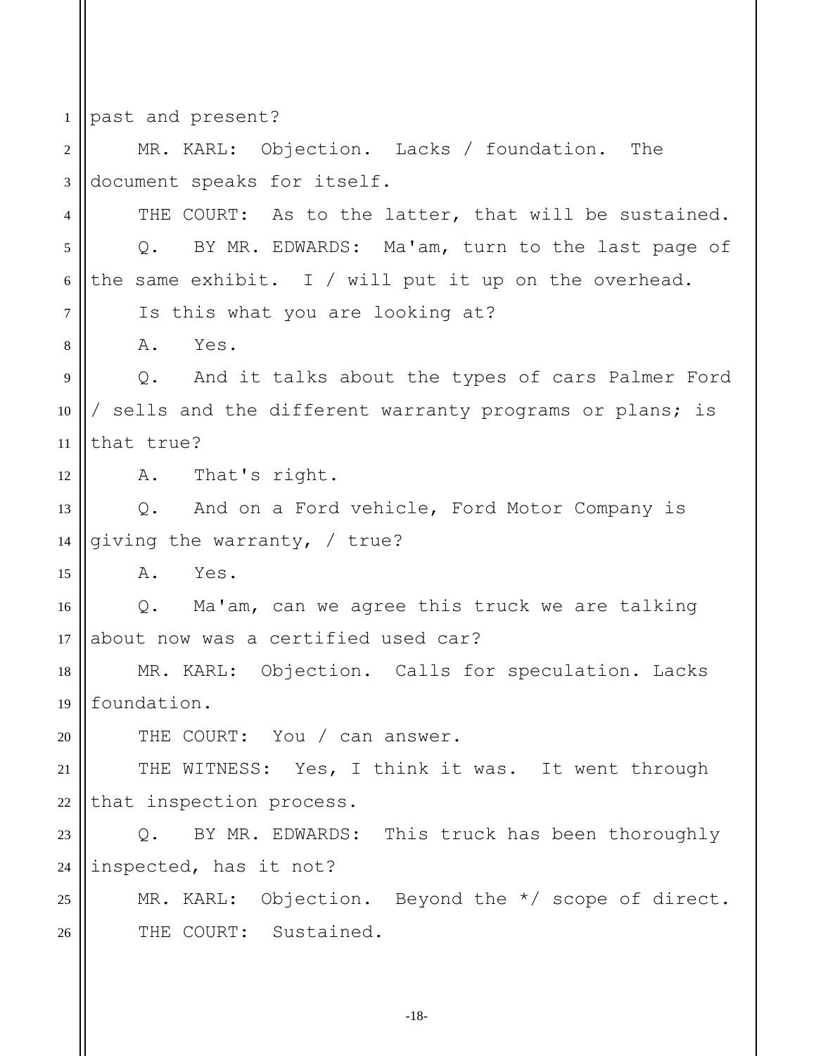past and present?

MR. KARL: Objection. Lacks / foundation. The document speaks for itself.

THE COURT: As to the latter, that will be sustained.

Q. BY MR. EDWARDS: Ma'am, turn to the last page of the same exhibit. I / will put it up on the overhead.

Is this what you are looking at?

A. Yes.

Q. And it talks about the types of cars Palmer Ford / sells and the different warranty programs or plans; is that true?

A. That's right.

Q. And on a Ford vehicle, Ford Motor Company is giving the warranty, / true?

A. Yes.

Q. Ma'am, can we agree this truck we are talking about now was a certified used car?

MR. KARL: Objection. Calls for speculation. Lacks foundation.

THE COURT: You / can answer.

THE WITNESS: Yes, I think it was. It went through that inspection process.

Q. BY MR. EDWARDS: This truck has been thoroughly inspected, has it not?

MR. KARL: Objection. Beyond the */ scope of direct.

THE COURT: Sustained.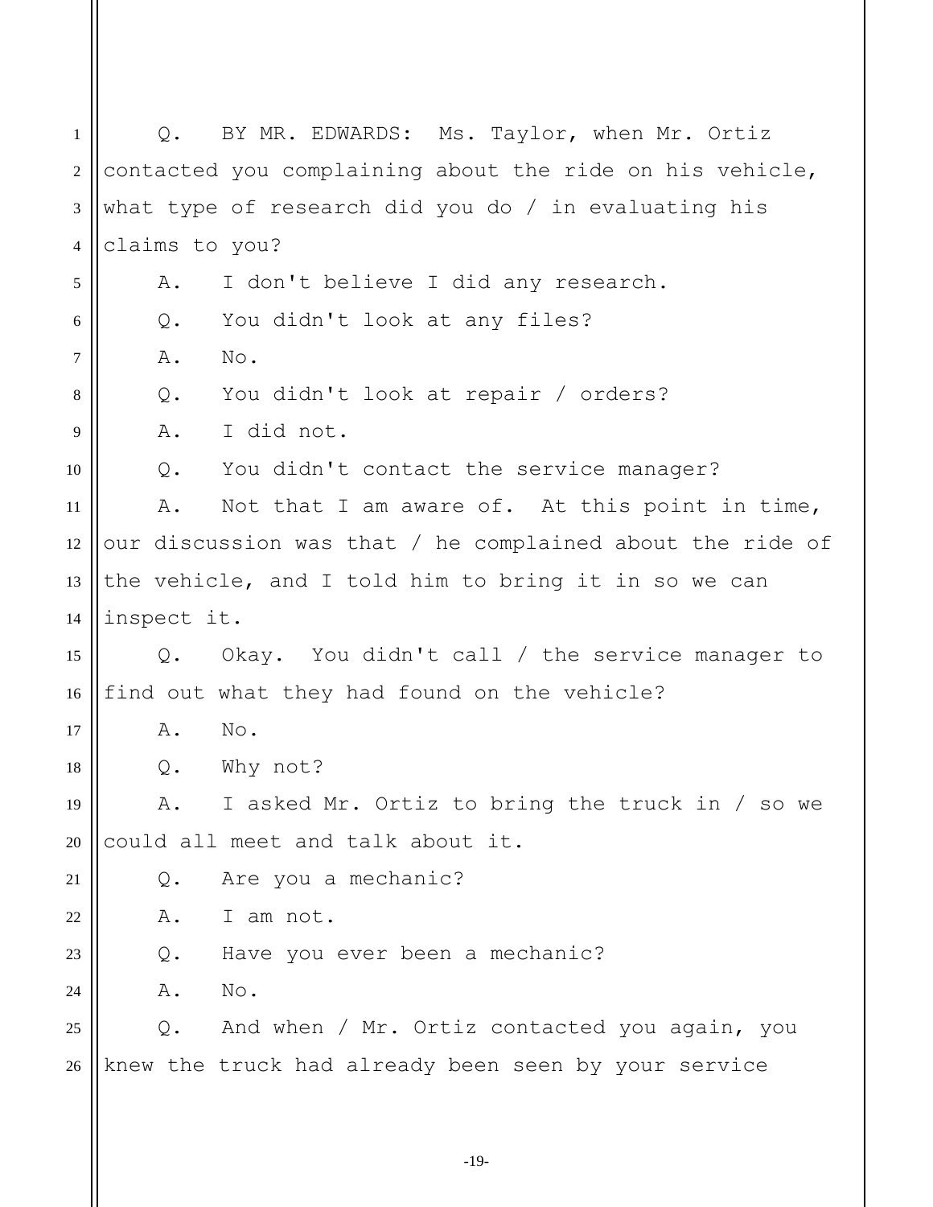Q. BY MR. EDWARDS: Ms. Taylor, when Mr. Ortiz contacted you complaining about the ride on his vehicle, what type of research did you do / in evaluating his claims to you?

A. I don't believe I did any research.

Q. You didn't look at any files?

A. No.

Q. You didn't look at repair / orders?

A. I did not.

Q. You didn't contact the service manager?

A. Not that I am aware of. At this point in time, our discussion was that / he complained about the ride of the vehicle, and I told him to bring it in so we can inspect it.

Q. Okay. You didn't call / the service manager to find out what they had found on the vehicle?

A. No.

Q. Why not?

A. I asked Mr. Ortiz to bring the truck in / so we could all meet and talk about it.

Q. Are you a mechanic?

A. I am not.

Q. Have you ever been a mechanic?

A. No.

Q. And when / Mr. Ortiz contacted you again, you knew the truck had already been seen by your service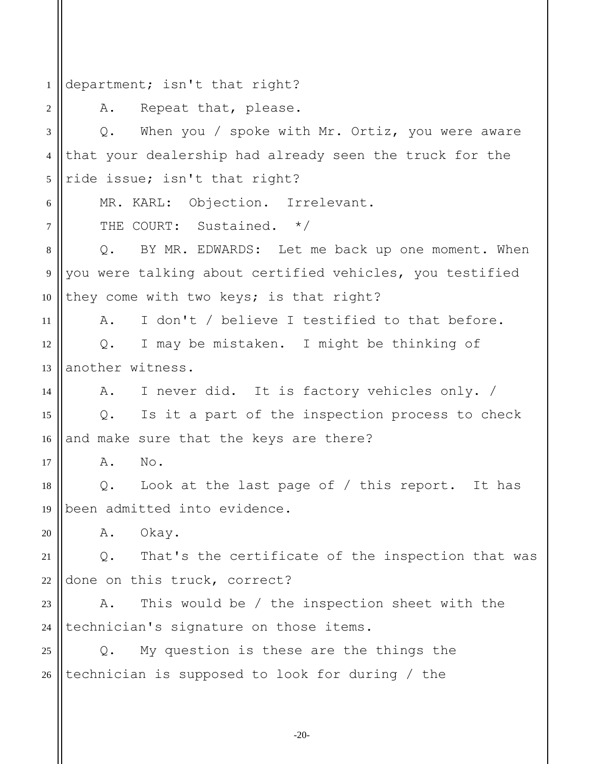department; isn't that right?

A. Repeat that, please.

Q. When you / spoke with Mr. Ortiz, you were aware that your dealership had already seen the truck for the ride issue; isn't that right?

MR. KARL: Objection. Irrelevant.

THE COURT: Sustained. */

Q. BY MR. EDWARDS: Let me back up one moment. When you were talking about certified vehicles, you testified they come with two keys; is that right?

A. I don't / believe I testified to that before.

Q. I may be mistaken. I might be thinking of another witness.

A. I never did. It is factory vehicles only. /

Q. Is it a part of the inspection process to check and make sure that the keys are there?

A. No.

Q. Look at the last page of / this report. It has been admitted into evidence.

A. Okay.

Q. That's the certificate of the inspection that was done on this truck, correct?

A. This would be / the inspection sheet with the technician's signature on those items.

Q. My question is these are the things the technician is supposed to look for during / the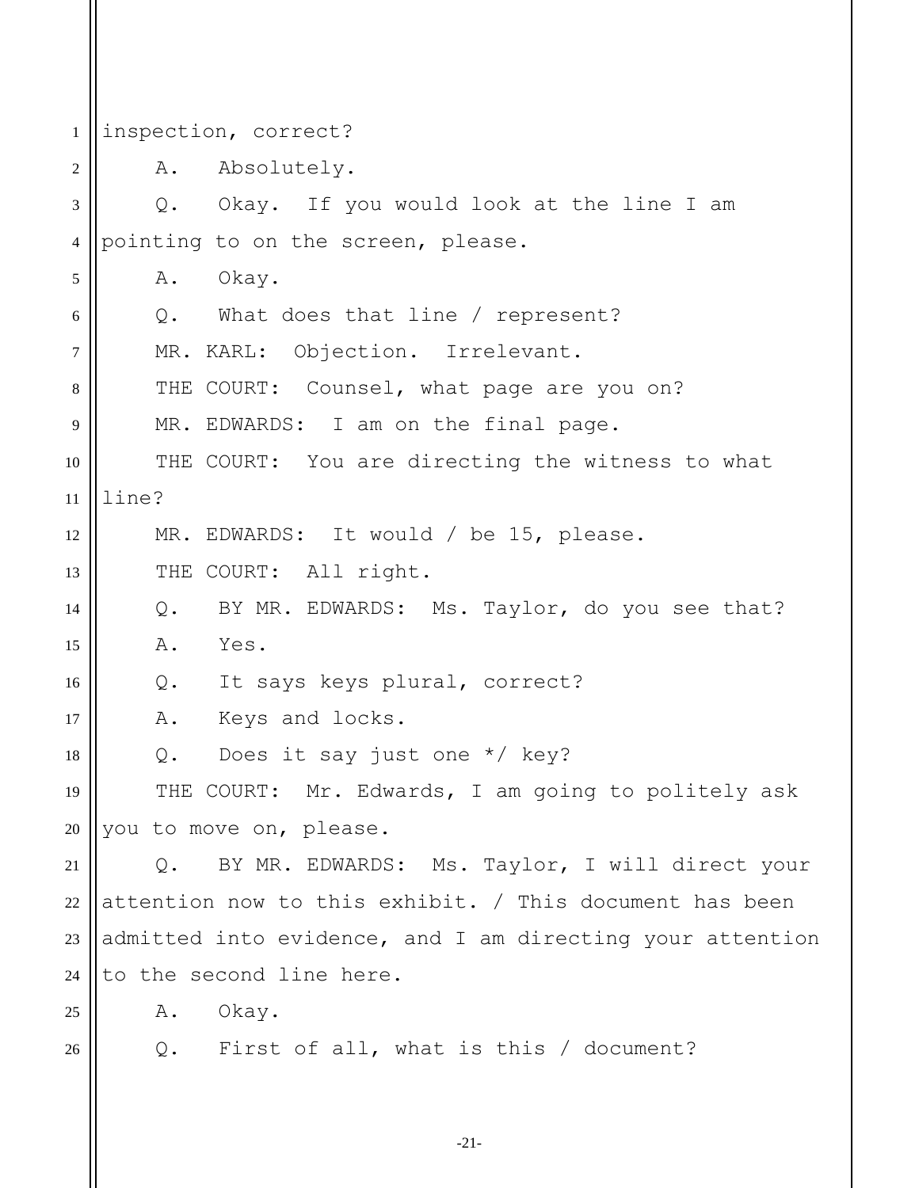inspection, correct?

A. Absolutely.

Q. Okay. If you would look at the line I am pointing to on the screen, please.

A. Okay.

Q. What does that line / represent?

MR. KARL: Objection. Irrelevant.

THE COURT: Counsel, what page are you on?

MR. EDWARDS: I am on the final page.

THE COURT: You are directing the witness to what line?

MR. EDWARDS: It would / be 15, please.

THE COURT: All right.

Q. BY MR. EDWARDS: Ms. Taylor, do you see that?

A. Yes.

Q. It says keys plural, correct?

A. Keys and locks.

Q. Does it say just one */ key?

THE COURT: Mr. Edwards, I am going to politely ask you to move on, please.

Q. BY MR. EDWARDS: Ms. Taylor, I will direct your attention now to this exhibit. / This document has been admitted into evidence, and I am directing your attention to the second line here.

A. Okay.

Q. First of all, what is this / document?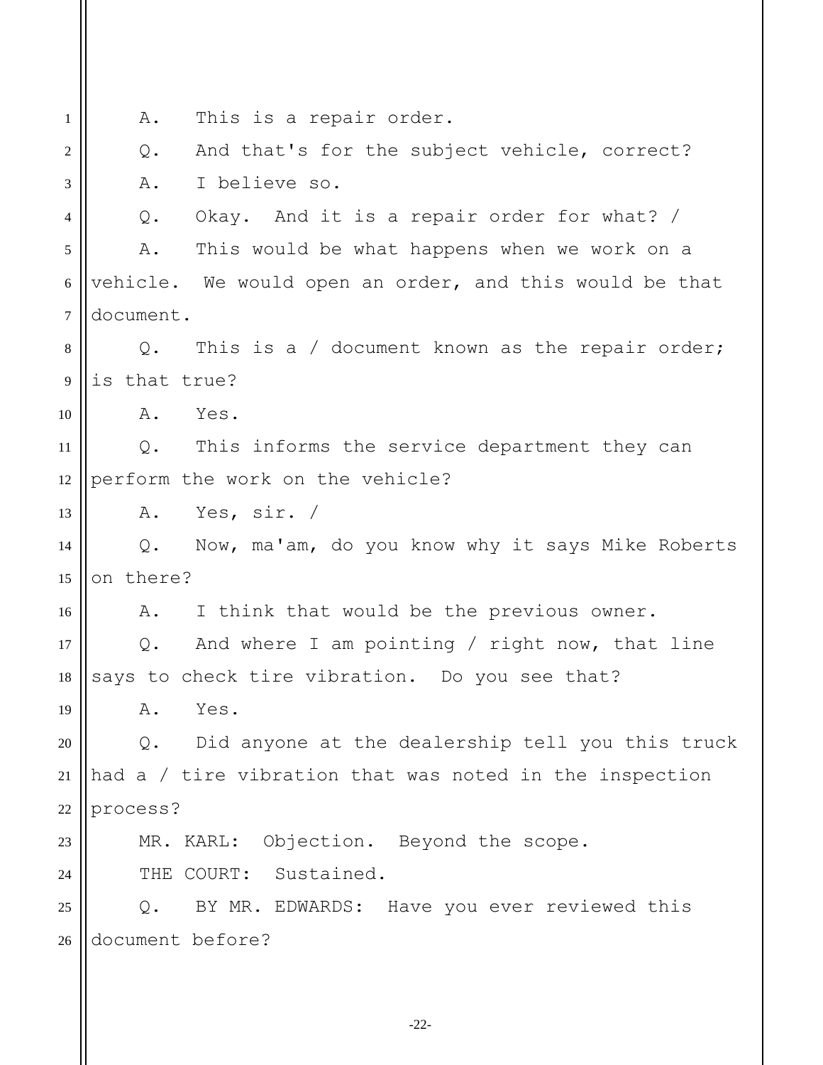A. This is a repair order.

Q. And that's for the subject vehicle, correct?

A. I believe so.

Q. Okay. And it is a repair order for what? /

A. This would be what happens when we work on a vehicle. We would open an order, and this would be that document.

Q. This is a / document known as the repair order; is that true?

A. Yes.

Q. This informs the service department they can perform the work on the vehicle?

A. Yes, sir. /

Q. Now, ma'am, do you know why it says Mike Roberts on there?

A. I think that would be the previous owner.

Q. And where I am pointing / right now, that line says to check tire vibration. Do you see that?

A. Yes.

Q. Did anyone at the dealership tell you this truck had a / tire vibration that was noted in the inspection process?

MR. KARL: Objection. Beyond the scope.

THE COURT: Sustained.

Q. BY MR. EDWARDS: Have you ever reviewed this document before?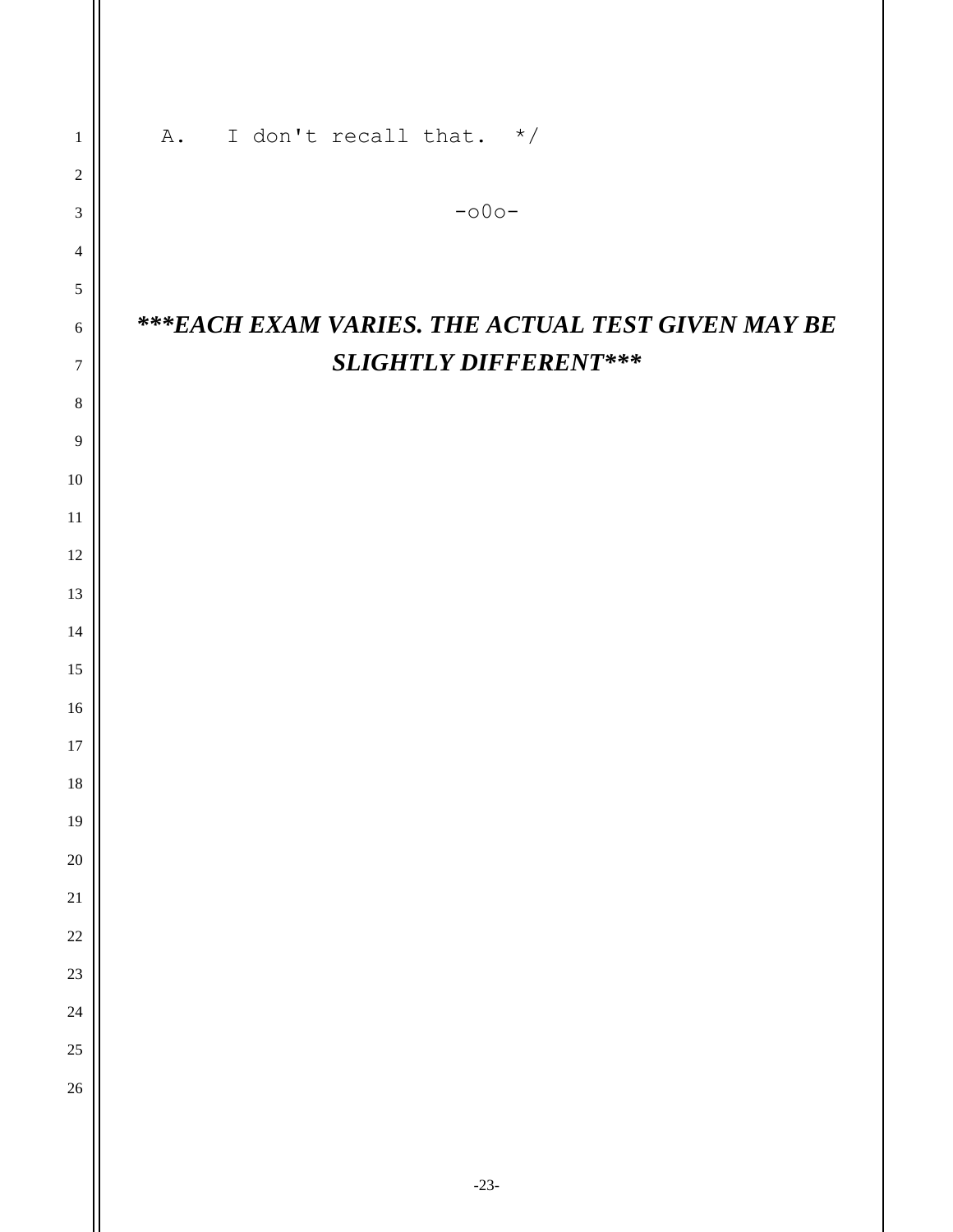A.   I don't recall that.  */

-o0o-

***EACH EXAM VARIES. THE ACTUAL TEST GIVEN MAY BE SLIGHTLY DIFFERENT***